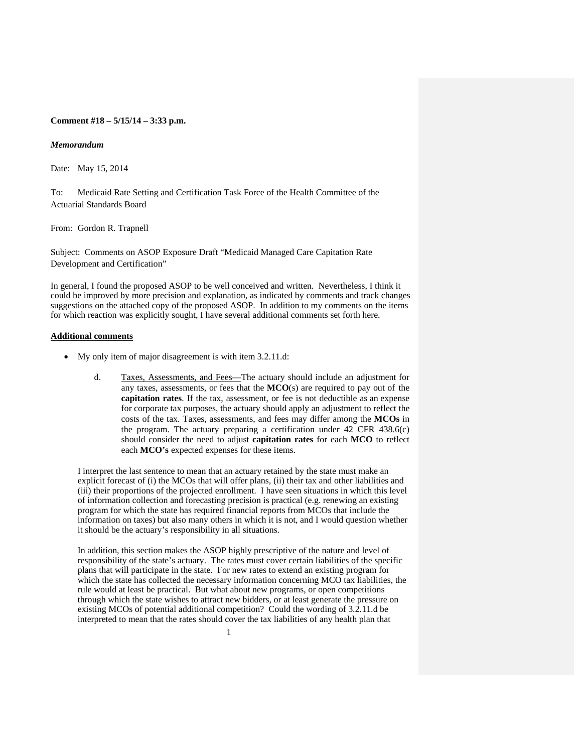**Comment #18 – 5/15/14 – 3:33 p.m.**

***Memorandum***

Date: May 15, 2014

To: Medicaid Rate Setting and Certification Task Force of the Health Committee of the Actuarial Standards Board

From: Gordon R. Trapnell

Subject: Comments on ASOP Exposure Draft "Medicaid Managed Care Capitation Rate Development and Certification"

In general, I found the proposed ASOP to be well conceived and written. Nevertheless, I think it could be improved by more precision and explanation, as indicated by comments and track changes suggestions on the attached copy of the proposed ASOP. In addition to my comments on the items for which reaction was explicitly sought, I have several additional comments set forth here.

**Additional comments**

- My only item of major disagreement is with item 3.2.11.d:

  > d. Taxes, Assessments, and Fees—The actuary should include an adjustment for any taxes, assessments, or fees that the **MCO**(s) are required to pay out of the **capitation rates**. If the tax, assessment, or fee is not deductible as an expense for corporate tax purposes, the actuary should apply an adjustment to reflect the costs of the tax. Taxes, assessments, and fees may differ among the **MCOs** in the program. The actuary preparing a certification under 42 CFR 438.6(c) should consider the need to adjust **capitation rates** for each **MCO** to reflect each **MCO's** expected expenses for these items.

  I interpret the last sentence to mean that an actuary retained by the state must make an explicit forecast of (i) the MCOs that will offer plans, (ii) their tax and other liabilities and (iii) their proportions of the projected enrollment. I have seen situations in which this level of information collection and forecasting precision is practical (e.g. renewing an existing program for which the state has required financial reports from MCOs that include the information on taxes) but also many others in which it is not, and I would question whether it should be the actuary's responsibility in all situations.

  In addition, this section makes the ASOP highly prescriptive of the nature and level of responsibility of the state's actuary. The rates must cover certain liabilities of the specific plans that will participate in the state. For new rates to extend an existing program for which the state has collected the necessary information concerning MCO tax liabilities, the rule would at least be practical. But what about new programs, or open competitions through which the state wishes to attract new bidders, or at least generate the pressure on existing MCOs of potential additional competition? Could the wording of 3.2.11.d be interpreted to mean that the rates should cover the tax liabilities of any health plan that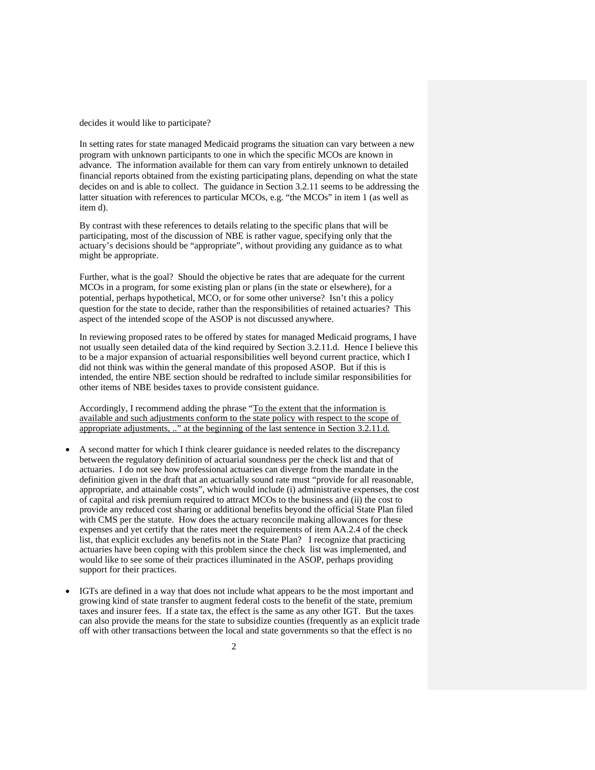decides it would like to participate?

In setting rates for state managed Medicaid programs the situation can vary between a new program with unknown participants to one in which the specific MCOs are known in advance. The information available for them can vary from entirely unknown to detailed financial reports obtained from the existing participating plans, depending on what the state decides on and is able to collect. The guidance in Section 3.2.11 seems to be addressing the latter situation with references to particular MCOs, e.g. "the MCOs" in item 1 (as well as item d).

By contrast with these references to details relating to the specific plans that will be participating, most of the discussion of NBE is rather vague, specifying only that the actuary's decisions should be "appropriate", without providing any guidance as to what might be appropriate.

Further, what is the goal? Should the objective be rates that are adequate for the current MCOs in a program, for some existing plan or plans (in the state or elsewhere), for a potential, perhaps hypothetical, MCO, or for some other universe? Isn't this a policy question for the state to decide, rather than the responsibilities of retained actuaries? This aspect of the intended scope of the ASOP is not discussed anywhere.

In reviewing proposed rates to be offered by states for managed Medicaid programs, I have not usually seen detailed data of the kind required by Section 3.2.11.d. Hence I believe this to be a major expansion of actuarial responsibilities well beyond current practice, which I did not think was within the general mandate of this proposed ASOP. But if this is intended, the entire NBE section should be redrafted to include similar responsibilities for other items of NBE besides taxes to provide consistent guidance.

Accordingly, I recommend adding the phrase "To the extent that the information is available and such adjustments conform to the state policy with respect to the scope of appropriate adjustments, .." at the beginning of the last sentence in Section 3.2.11.d.

- A second matter for which I think clearer guidance is needed relates to the discrepancy between the regulatory definition of actuarial soundness per the check list and that of actuaries. I do not see how professional actuaries can diverge from the mandate in the definition given in the draft that an actuarially sound rate must "provide for all reasonable, appropriate, and attainable costs", which would include (i) administrative expenses, the cost of capital and risk premium required to attract MCOs to the business and (ii) the cost to provide any reduced cost sharing or additional benefits beyond the official State Plan filed with CMS per the statute. How does the actuary reconcile making allowances for these expenses and yet certify that the rates meet the requirements of item AA.2.4 of the check list, that explicit excludes any benefits not in the State Plan? I recognize that practicing actuaries have been coping with this problem since the check list was implemented, and would like to see some of their practices illuminated in the ASOP, perhaps providing support for their practices.

- IGTs are defined in a way that does not include what appears to be the most important and growing kind of state transfer to augment federal costs to the benefit of the state, premium taxes and insurer fees. If a state tax, the effect is the same as any other IGT. But the taxes can also provide the means for the state to subsidize counties (frequently as an explicit trade off with other transactions between the local and state governments so that the effect is no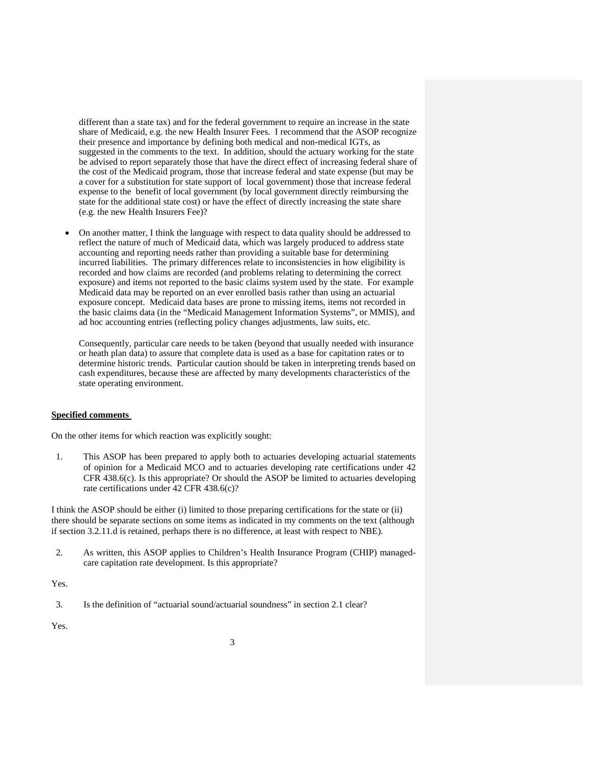different than a state tax) and for the federal government to require an increase in the state share of Medicaid, e.g. the new Health Insurer Fees. I recommend that the ASOP recognize their presence and importance by defining both medical and non-medical IGTs, as suggested in the comments to the text. In addition, should the actuary working for the state be advised to report separately those that have the direct effect of increasing federal share of the cost of the Medicaid program, those that increase federal and state expense (but may be a cover for a substitution for state support of local government) those that increase federal expense to the benefit of local government (by local government directly reimbursing the state for the additional state cost) or have the effect of directly increasing the state share (e.g. the new Health Insurers Fee)?

- On another matter, I think the language with respect to data quality should be addressed to reflect the nature of much of Medicaid data, which was largely produced to address state accounting and reporting needs rather than providing a suitable base for determining incurred liabilities. The primary differences relate to inconsistencies in how eligibility is recorded and how claims are recorded (and problems relating to determining the correct exposure) and items not reported to the basic claims system used by the state. For example Medicaid data may be reported on an ever enrolled basis rather than using an actuarial exposure concept. Medicaid data bases are prone to missing items, items not recorded in the basic claims data (in the "Medicaid Management Information Systems", or MMIS), and ad hoc accounting entries (reflecting policy changes adjustments, law suits, etc.

  Consequently, particular care needs to be taken (beyond that usually needed with insurance or heath plan data) to assure that complete data is used as a base for capitation rates or to determine historic trends. Particular caution should be taken in interpreting trends based on cash expenditures, because these are affected by many developments characteristics of the state operating environment.

**Specified comments**

On the other items for which reaction was explicitly sought:

1. This ASOP has been prepared to apply both to actuaries developing actuarial statements of opinion for a Medicaid MCO and to actuaries developing rate certifications under 42 CFR 438.6(c). Is this appropriate? Or should the ASOP be limited to actuaries developing rate certifications under 42 CFR 438.6(c)?

I think the ASOP should be either (i) limited to those preparing certifications for the state or (ii) there should be separate sections on some items as indicated in my comments on the text (although if section 3.2.11.d is retained, perhaps there is no difference, at least with respect to NBE).

2. As written, this ASOP applies to Children's Health Insurance Program (CHIP) managed-care capitation rate development. Is this appropriate?

Yes.

3. Is the definition of "actuarial sound/actuarial soundness" in section 2.1 clear?

Yes.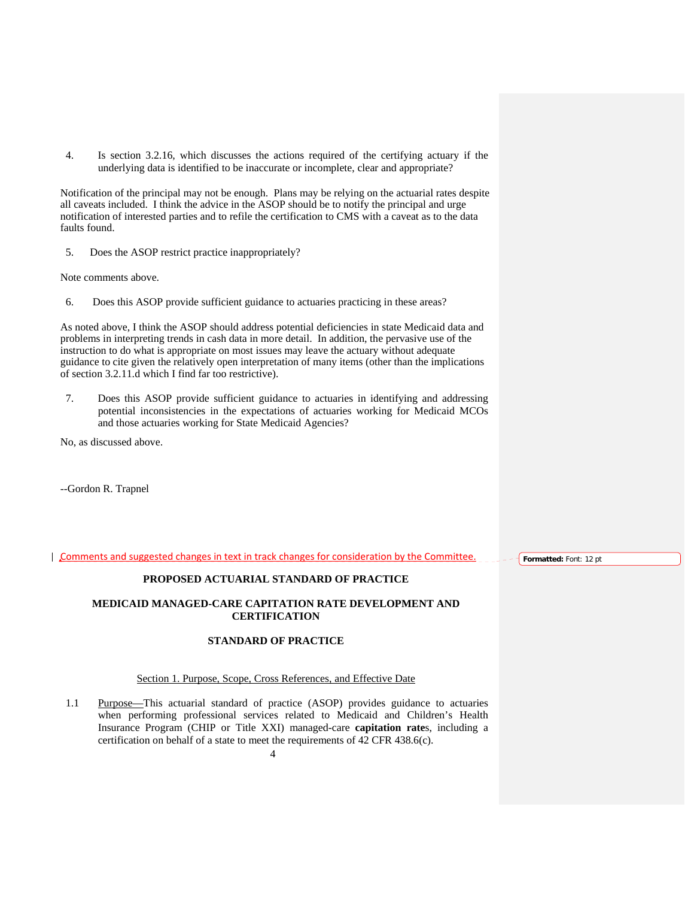4. Is section 3.2.16, which discusses the actions required of the certifying actuary if the underlying data is identified to be inaccurate or incomplete, clear and appropriate?

Notification of the principal may not be enough. Plans may be relying on the actuarial rates despite all caveats included. I think the advice in the ASOP should be to notify the principal and urge notification of interested parties and to refile the certification to CMS with a caveat as to the data faults found.

5. Does the ASOP restrict practice inappropriately?

Note comments above.

6. Does this ASOP provide sufficient guidance to actuaries practicing in these areas?

As noted above, I think the ASOP should address potential deficiencies in state Medicaid data and problems in interpreting trends in cash data in more detail. In addition, the pervasive use of the instruction to do what is appropriate on most issues may leave the actuary without adequate guidance to cite given the relatively open interpretation of many items (other than the implications of section 3.2.11.d which I find far too restrictive).

7. Does this ASOP provide sufficient guidance to actuaries in identifying and addressing potential inconsistencies in the expectations of actuaries working for Medicaid MCOs and those actuaries working for State Medicaid Agencies?

No, as discussed above.

--Gordon R. Trapnel

Comments and suggested changes in text in track changes for consideration by the Committee.

Formatted: Font: 12 pt

**PROPOSED ACTUARIAL STANDARD OF PRACTICE**

**MEDICAID MANAGED-CARE CAPITATION RATE DEVELOPMENT AND CERTIFICATION**

**STANDARD OF PRACTICE**

Section 1. Purpose, Scope, Cross References, and Effective Date

1.1 Purpose—This actuarial standard of practice (ASOP) provides guidance to actuaries when performing professional services related to Medicaid and Children's Health Insurance Program (CHIP or Title XXI) managed-care **capitation rate**s, including a certification on behalf of a state to meet the requirements of 42 CFR 438.6(c).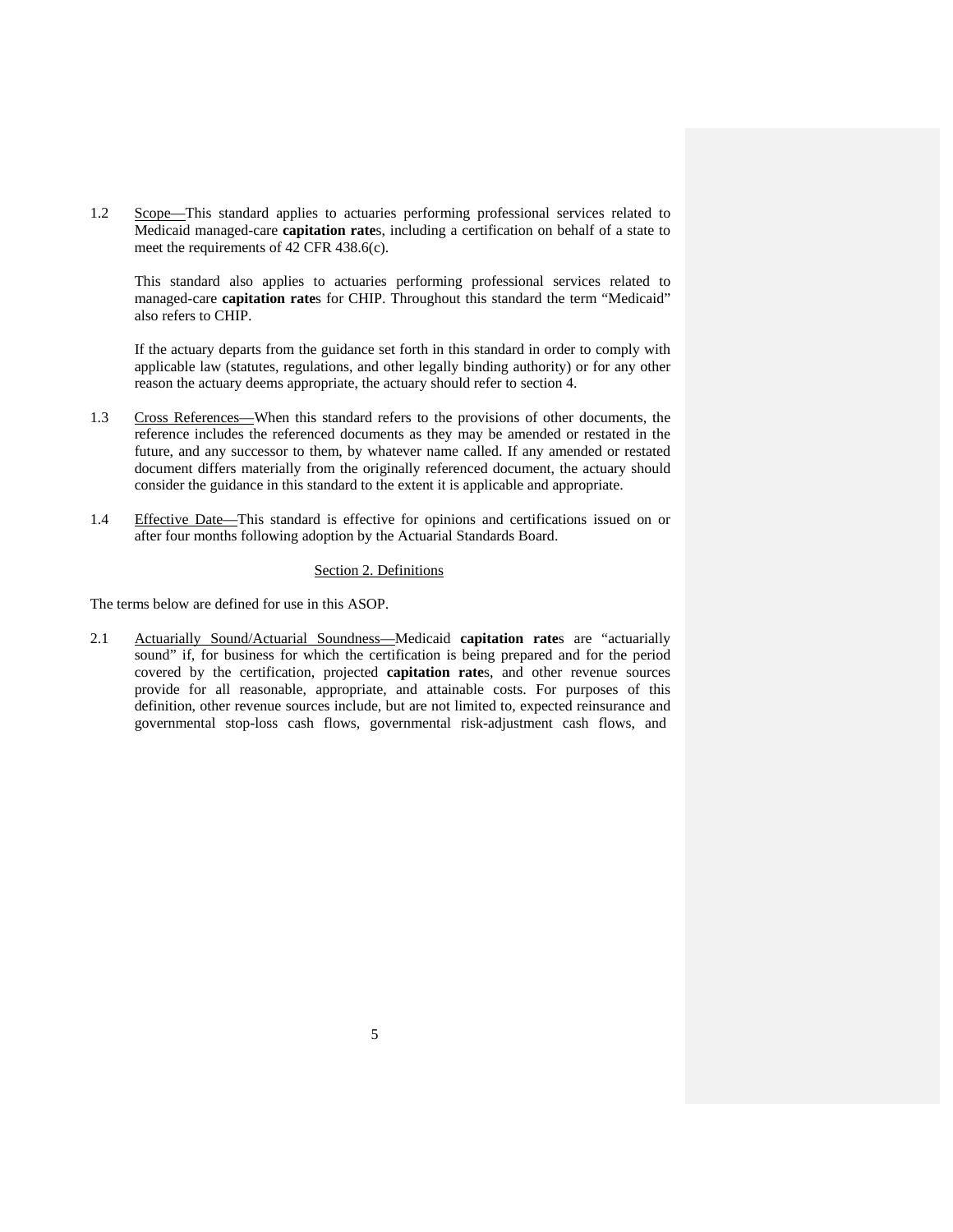1.2 Scope—This standard applies to actuaries performing professional services related to Medicaid managed-care **capitation rate**s, including a certification on behalf of a state to meet the requirements of 42 CFR 438.6(c).

This standard also applies to actuaries performing professional services related to managed-care **capitation rate**s for CHIP. Throughout this standard the term "Medicaid" also refers to CHIP.

If the actuary departs from the guidance set forth in this standard in order to comply with applicable law (statutes, regulations, and other legally binding authority) or for any other reason the actuary deems appropriate, the actuary should refer to section 4.

1.3 Cross References—When this standard refers to the provisions of other documents, the reference includes the referenced documents as they may be amended or restated in the future, and any successor to them, by whatever name called. If any amended or restated document differs materially from the originally referenced document, the actuary should consider the guidance in this standard to the extent it is applicable and appropriate.

1.4 Effective Date—This standard is effective for opinions and certifications issued on or after four months following adoption by the Actuarial Standards Board.

## Section 2. Definitions

The terms below are defined for use in this ASOP.

2.1 Actuarially Sound/Actuarial Soundness—Medicaid **capitation rate**s are "actuarially sound" if, for business for which the certification is being prepared and for the period covered by the certification, projected **capitation rate**s, and other revenue sources provide for all reasonable, appropriate, and attainable costs. For purposes of this definition, other revenue sources include, but are not limited to, expected reinsurance and governmental stop-loss cash flows, governmental risk-adjustment cash flows, and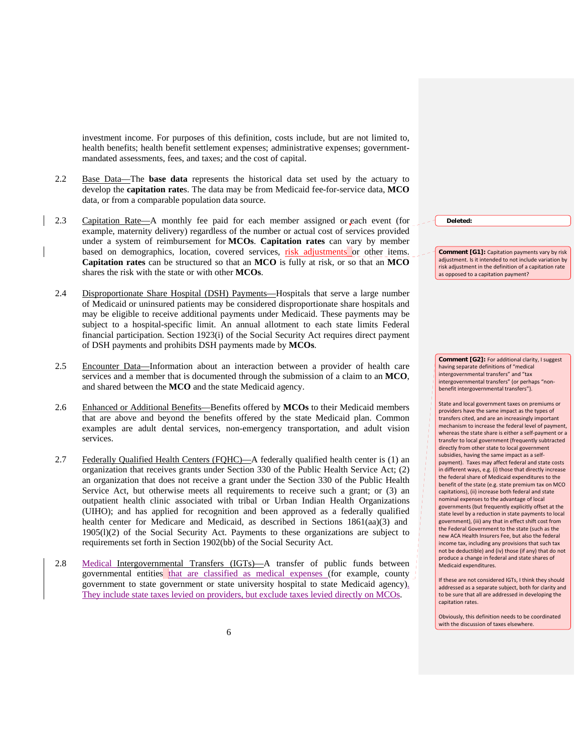investment income. For purposes of this definition, costs include, but are not limited to, health benefits; health benefit settlement expenses; administrative expenses; government-mandated assessments, fees, and taxes; and the cost of capital.

2.2 Base Data—The **base data** represents the historical data set used by the actuary to develop the **capitation rate**s. The data may be from Medicaid fee-for-service data, **MCO** data, or from a comparable population data source.

2.3 Capitation Rate—A monthly fee paid for each member assigned or each event (for example, maternity delivery) regardless of the number or actual cost of services provided under a system of reimbursement for **MCOs**. **Capitation rates** can vary by member based on demographics, location, covered services, risk adjustments or other items. **Capitation rates** can be structured so that an **MCO** is fully at risk, or so that an **MCO** shares the risk with the state or with other **MCOs**.

2.4 Disproportionate Share Hospital (DSH) Payments—Hospitals that serve a large number of Medicaid or uninsured patients may be considered disproportionate share hospitals and may be eligible to receive additional payments under Medicaid. These payments may be subject to a hospital-specific limit. An annual allotment to each state limits Federal financial participation. Section 1923(i) of the Social Security Act requires direct payment of DSH payments and prohibits DSH payments made by **MCOs**.

2.5 Encounter Data—Information about an interaction between a provider of health care services and a member that is documented through the submission of a claim to an **MCO**, and shared between the **MCO** and the state Medicaid agency.

2.6 Enhanced or Additional Benefits—Benefits offered by **MCOs** to their Medicaid members that are above and beyond the benefits offered by the state Medicaid plan. Common examples are adult dental services, non-emergency transportation, and adult vision services.

2.7 Federally Qualified Health Centers (FQHC)—A federally qualified health center is (1) an organization that receives grants under Section 330 of the Public Health Service Act; (2) an organization that does not receive a grant under the Section 330 of the Public Health Service Act, but otherwise meets all requirements to receive such a grant; or (3) an outpatient health clinic associated with tribal or Urban Indian Health Organizations (UIHO); and has applied for recognition and been approved as a federally qualified health center for Medicare and Medicaid, as described in Sections 1861(aa)(3) and 1905(l)(2) of the Social Security Act. Payments to these organizations are subject to requirements set forth in Section 1902(bb) of the Social Security Act.

2.8 Medical Intergovernmental Transfers (IGTs)—A transfer of public funds between governmental entities that are classified as medical expenses (for example, county government to state government or state university hospital to state Medicaid agency). They include state taxes levied on providers, but exclude taxes levied directly on MCOs.

Deleted:

**Comment [G1]:** Capitation payments vary by risk adjustment. Is it intended to not include variation by risk adjustment in the definition of a capitation rate as opposed to a capitation payment?

**Comment [G2]:** For additional clarity, I suggest having separate definitions of "medical intergovernmental transfers" and "tax intergovernmental transfers" (or perhaps "non-benefit intergovernmental transfers").

State and local government taxes on premiums or providers have the same impact as the types of transfers cited, and are an increasingly important mechanism to increase the federal level of payment, whereas the state share is either a self-payment or a transfer to local government (frequently subtracted directly from other state to local government subsidies, having the same impact as a self-payment). Taxes may affect federal and state costs in different ways, e.g. (i) those that directly increase the federal share of Medicaid expenditures to the benefit of the state (e.g. state premium tax on MCO capitations), (ii) increase both federal and state nominal expenses to the advantage of local governments (but frequently explicitly offset at the state level by a reduction in state payments to local government), (iii) any that in effect shift cost from the Federal Government to the state (such as the new ACA Health Insurers Fee, but also the federal income tax, including any provisions that such tax not be deductible) and (iv) those (if any) that do not produce a change in federal and state shares of Medicaid expenditures.

If these are not considered IGTs, I think they should addressed as a separate subject, both for clarity and to be sure that all are addressed in developing the capitation rates.

Obviously, this definition needs to be coordinated with the discussion of taxes elsewhere.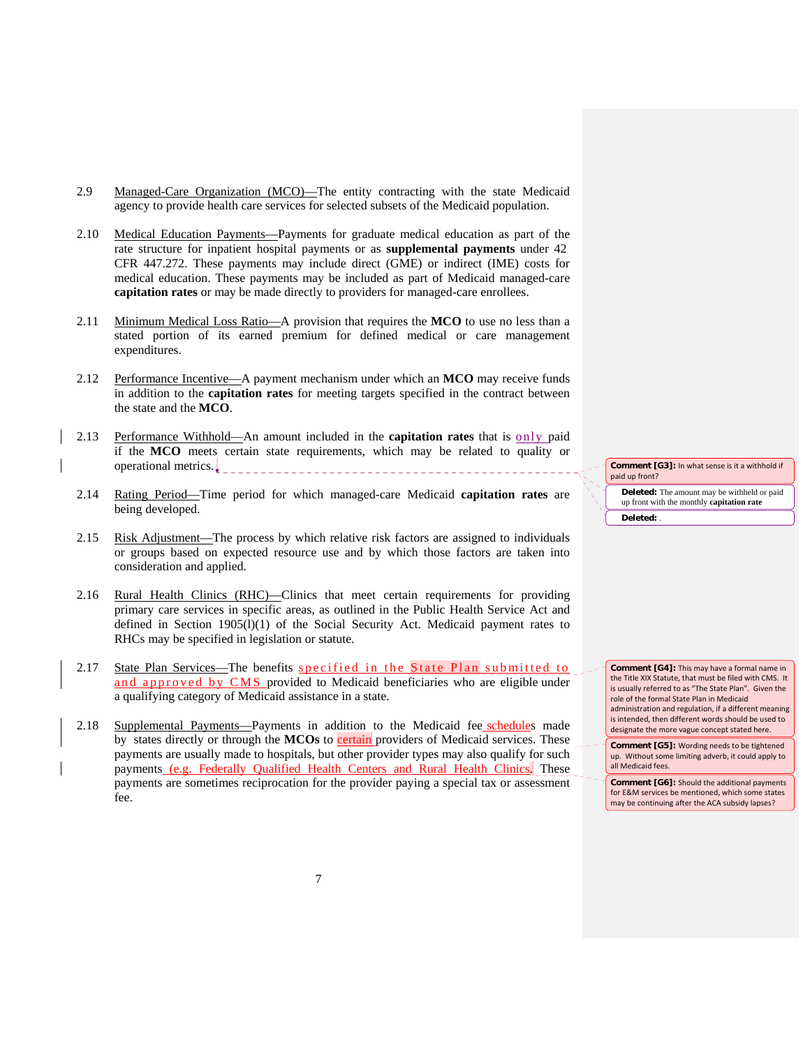2.9 Managed-Care Organization (MCO)—The entity contracting with the state Medicaid agency to provide health care services for selected subsets of the Medicaid population.

2.10 Medical Education Payments—Payments for graduate medical education as part of the rate structure for inpatient hospital payments or as **supplemental payments** under 42 CFR 447.272. These payments may include direct (GME) or indirect (IME) costs for medical education. These payments may be included as part of Medicaid managed-care **capitation rates** or may be made directly to providers for managed-care enrollees.

2.11 Minimum Medical Loss Ratio—A provision that requires the **MCO** to use no less than a stated portion of its earned premium for defined medical or care management expenditures.

2.12 Performance Incentive—A payment mechanism under which an **MCO** may receive funds in addition to the **capitation rates** for meeting targets specified in the contract between the state and the **MCO**.

2.13 Performance Withhold—An amount included in the **capitation rates** that is only paid if the **MCO** meets certain state requirements, which may be related to quality or operational metrics.

2.14 Rating Period—Time period for which managed-care Medicaid **capitation rates** are being developed.

2.15 Risk Adjustment—The process by which relative risk factors are assigned to individuals or groups based on expected resource use and by which those factors are taken into consideration and applied.

2.16 Rural Health Clinics (RHC)—Clinics that meet certain requirements for providing primary care services in specific areas, as outlined in the Public Health Service Act and defined in Section 1905(l)(1) of the Social Security Act. Medicaid payment rates to RHCs may be specified in legislation or statute.

2.17 State Plan Services—The benefits specified in the State Plan submitted to and approved by CMS provided to Medicaid beneficiaries who are eligible under a qualifying category of Medicaid assistance in a state.

2.18 Supplemental Payments—Payments in addition to the Medicaid fee schedules made by states directly or through the **MCOs** to certain providers of Medicaid services. These payments are usually made to hospitals, but other provider types may also qualify for such payments (e.g. Federally Qualified Health Centers and Rural Health Clinics). These payments are sometimes reciprocation for the provider paying a special tax or assessment fee.

**Comment [G3]:** In what sense is it a withhold if paid up front?

**Deleted:** The amount may be withheld or paid up front with the monthly **capitation rate**

**Deleted:** .

**Comment [G4]:** This may have a formal name in the Title XIX Statute, that must be filed with CMS. It is usually referred to as "The State Plan". Given the role of the formal State Plan in Medicaid administration and regulation, if a different meaning is intended, then different words should be used to designate the more vague concept stated here.

**Comment [G5]:** Wording needs to be tightened up. Without some limiting adverb, it could apply to all Medicaid fees.

**Comment [G6]:** Should the additional payments for E&M services be mentioned, which some states may be continuing after the ACA subsidy lapses?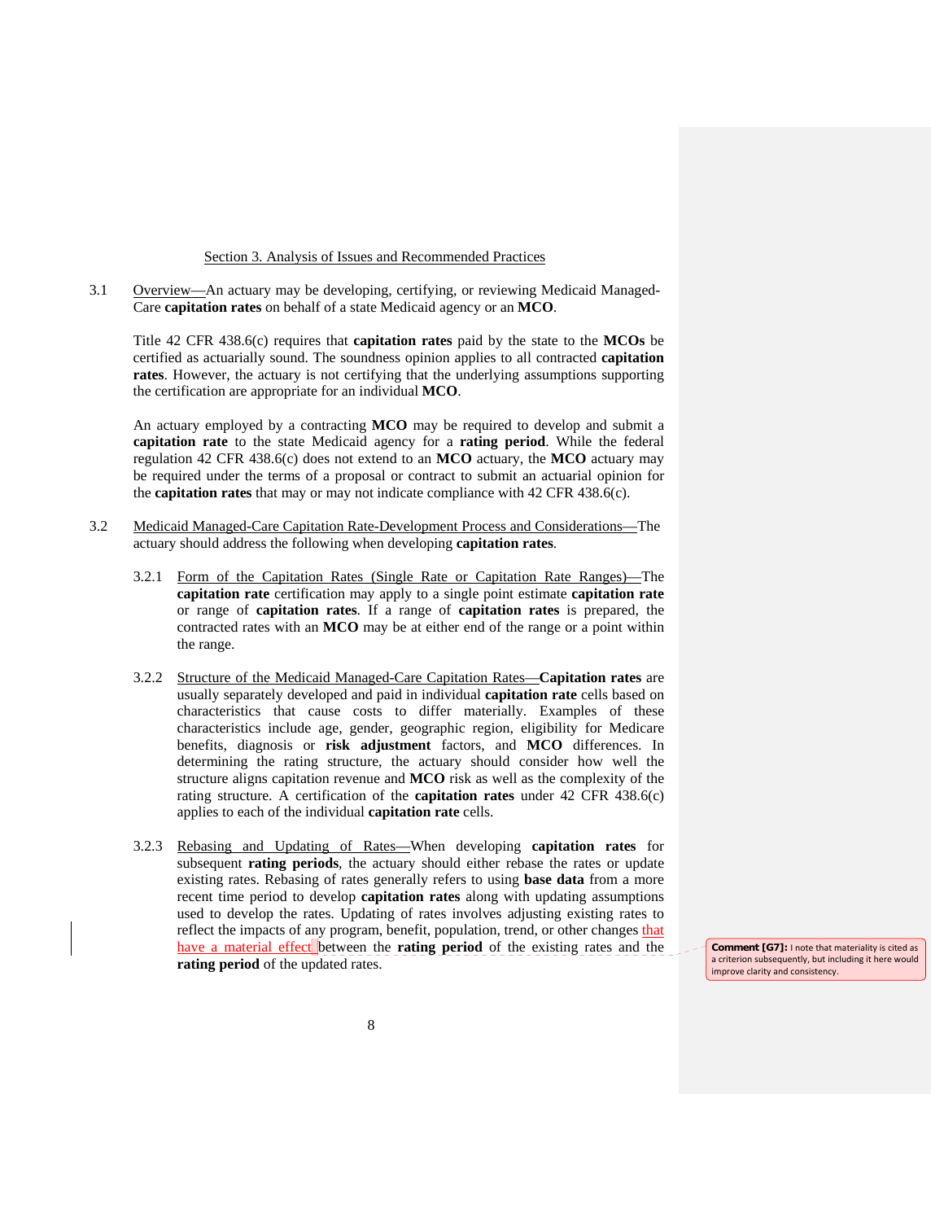## Section 3. Analysis of Issues and Recommended Practices

3.1 Overview—An actuary may be developing, certifying, or reviewing Medicaid Managed-Care **capitation rates** on behalf of a state Medicaid agency or an **MCO**.

Title 42 CFR 438.6(c) requires that **capitation rates** paid by the state to the **MCOs** be certified as actuarially sound. The soundness opinion applies to all contracted **capitation rates**. However, the actuary is not certifying that the underlying assumptions supporting the certification are appropriate for an individual **MCO**.

An actuary employed by a contracting **MCO** may be required to develop and submit a **capitation rate** to the state Medicaid agency for a **rating period**. While the federal regulation 42 CFR 438.6(c) does not extend to an **MCO** actuary, the **MCO** actuary may be required under the terms of a proposal or contract to submit an actuarial opinion for the **capitation rates** that may or may not indicate compliance with 42 CFR 438.6(c).

3.2 Medicaid Managed-Care Capitation Rate-Development Process and Considerations—The actuary should address the following when developing **capitation rates**.

3.2.1 Form of the Capitation Rates (Single Rate or Capitation Rate Ranges)—The **capitation rate** certification may apply to a single point estimate **capitation rate** or range of **capitation rates**. If a range of **capitation rates** is prepared, the contracted rates with an **MCO** may be at either end of the range or a point within the range.

3.2.2 Structure of the Medicaid Managed-Care Capitation Rates—**Capitation rates** are usually separately developed and paid in individual **capitation rate** cells based on characteristics that cause costs to differ materially. Examples of these characteristics include age, gender, geographic region, eligibility for Medicare benefits, diagnosis or **risk adjustment** factors, and **MCO** differences. In determining the rating structure, the actuary should consider how well the structure aligns capitation revenue and **MCO** risk as well as the complexity of the rating structure. A certification of the **capitation rates** under 42 CFR 438.6(c) applies to each of the individual **capitation rate** cells.

3.2.3 Rebasing and Updating of Rates—When developing **capitation rates** for subsequent **rating periods**, the actuary should either rebase the rates or update existing rates. Rebasing of rates generally refers to using **base data** from a more recent time period to develop **capitation rates** along with updating assumptions used to develop the rates. Updating of rates involves adjusting existing rates to reflect the impacts of any program, benefit, population, trend, or other changes that have a material effect between the **rating period** of the existing rates and the **rating period** of the updated rates.

**Comment [G7]:** I note that materiality is cited as a criterion subsequently, but including it here would improve clarity and consistency.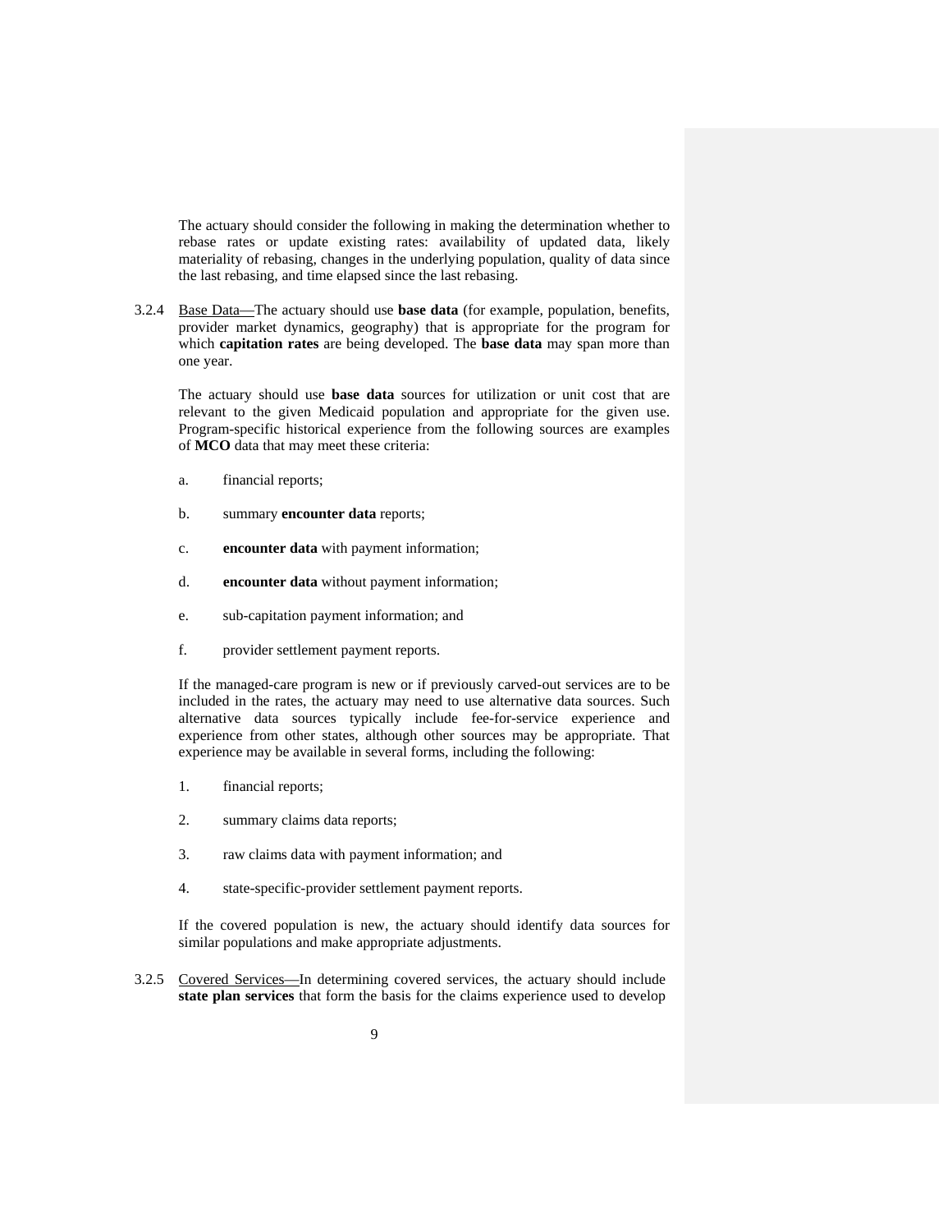The actuary should consider the following in making the determination whether to rebase rates or update existing rates: availability of updated data, likely materiality of rebasing, changes in the underlying population, quality of data since the last rebasing, and time elapsed since the last rebasing.

3.2.4 Base Data—The actuary should use **base data** (for example, population, benefits, provider market dynamics, geography) that is appropriate for the program for which **capitation rates** are being developed. The **base data** may span more than one year.

The actuary should use **base data** sources for utilization or unit cost that are relevant to the given Medicaid population and appropriate for the given use. Program-specific historical experience from the following sources are examples of **MCO** data that may meet these criteria:

a. financial reports;

b. summary **encounter data** reports;

c. **encounter data** with payment information;

d. **encounter data** without payment information;

e. sub-capitation payment information; and

f. provider settlement payment reports.

If the managed-care program is new or if previously carved-out services are to be included in the rates, the actuary may need to use alternative data sources. Such alternative data sources typically include fee-for-service experience and experience from other states, although other sources may be appropriate. That experience may be available in several forms, including the following:

1. financial reports;

2. summary claims data reports;

3. raw claims data with payment information; and

4. state-specific-provider settlement payment reports.

If the covered population is new, the actuary should identify data sources for similar populations and make appropriate adjustments.

3.2.5 Covered Services—In determining covered services, the actuary should include **state plan services** that form the basis for the claims experience used to develop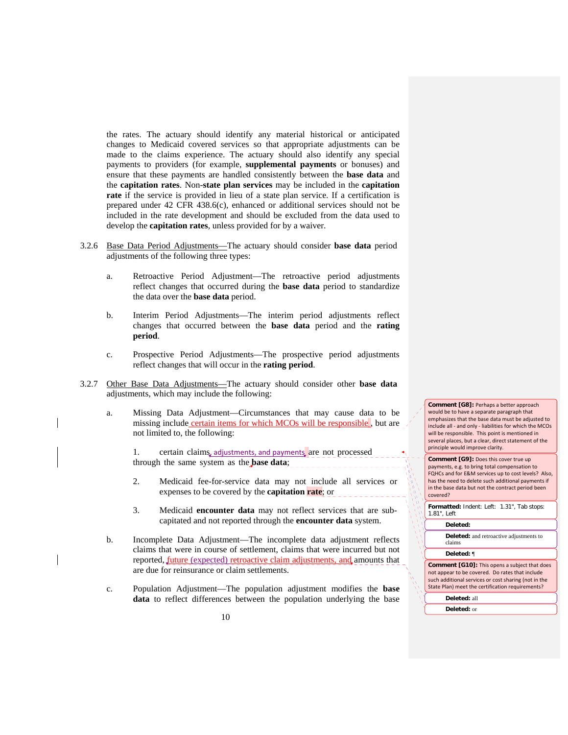the rates. The actuary should identify any material historical or anticipated changes to Medicaid covered services so that appropriate adjustments can be made to the claims experience. The actuary should also identify any special payments to providers (for example, **supplemental payments** or bonuses) and ensure that these payments are handled consistently between the **base data** and the **capitation rates**. Non-**state plan services** may be included in the **capitation rate** if the service is provided in lieu of a state plan service. If a certification is prepared under 42 CFR 438.6(c), enhanced or additional services should not be included in the rate development and should be excluded from the data used to develop the **capitation rates**, unless provided for by a waiver.

3.2.6 Base Data Period Adjustments—The actuary should consider **base data** period adjustments of the following three types:

a. Retroactive Period Adjustment—The retroactive period adjustments reflect changes that occurred during the **base data** period to standardize the data over the **base data** period.

b. Interim Period Adjustments—The interim period adjustments reflect changes that occurred between the **base data** period and the **rating period**.

c. Prospective Period Adjustments—The prospective period adjustments reflect changes that will occur in the **rating period**.

3.2.7 Other Base Data Adjustments—The actuary should consider other **base data** adjustments, which may include the following:

a. Missing Data Adjustment—Circumstances that may cause data to be missing include certain items for which MCOs will be responsible, but are not limited to, the following:

1. certain claims, adjustments, and payments are not processed through the same system as the **base data**;

2. Medicaid fee-for-service data may not include all services or expenses to be covered by the **capitation rate**; or

3. Medicaid **encounter data** may not reflect services that are sub-capitated and not reported through the **encounter data** system.

b. Incomplete Data Adjustment—The incomplete data adjustment reflects claims that were in course of settlement, claims that were incurred but not reported, future (expected) retroactive claim adjustments, and amounts that are due for reinsurance or claim settlements.

c. Population Adjustment—The population adjustment modifies the **base data** to reflect differences between the population underlying the base

**Comment [G8]:** Perhaps a better approach would be to have a separate paragraph that emphasizes that the base data must be adjusted to include all - and only - liabilities for which the MCOs will be responsible. This point is mentioned in several places, but a clear, direct statement of the principle would improve clarity.

**Comment [G9]:** Does this cover true up payments, e.g. to bring total compensation to FQHCs and for E&M services up to cost levels? Also, has the need to delete such additional payments if in the base data but not the contract period been covered?

**Formatted:** Indent: Left: 1.31", Tab stops: 1.81", Left

**Deleted:**

**Deleted:** and retroactive adjustments to claims

**Deleted:** ¶

**Comment [G10]:** This opens a subject that does not appear to be covered. Do rates that include such additional services or cost sharing (not in the State Plan) meet the certification requirements?

**Deleted:** all

**Deleted:** or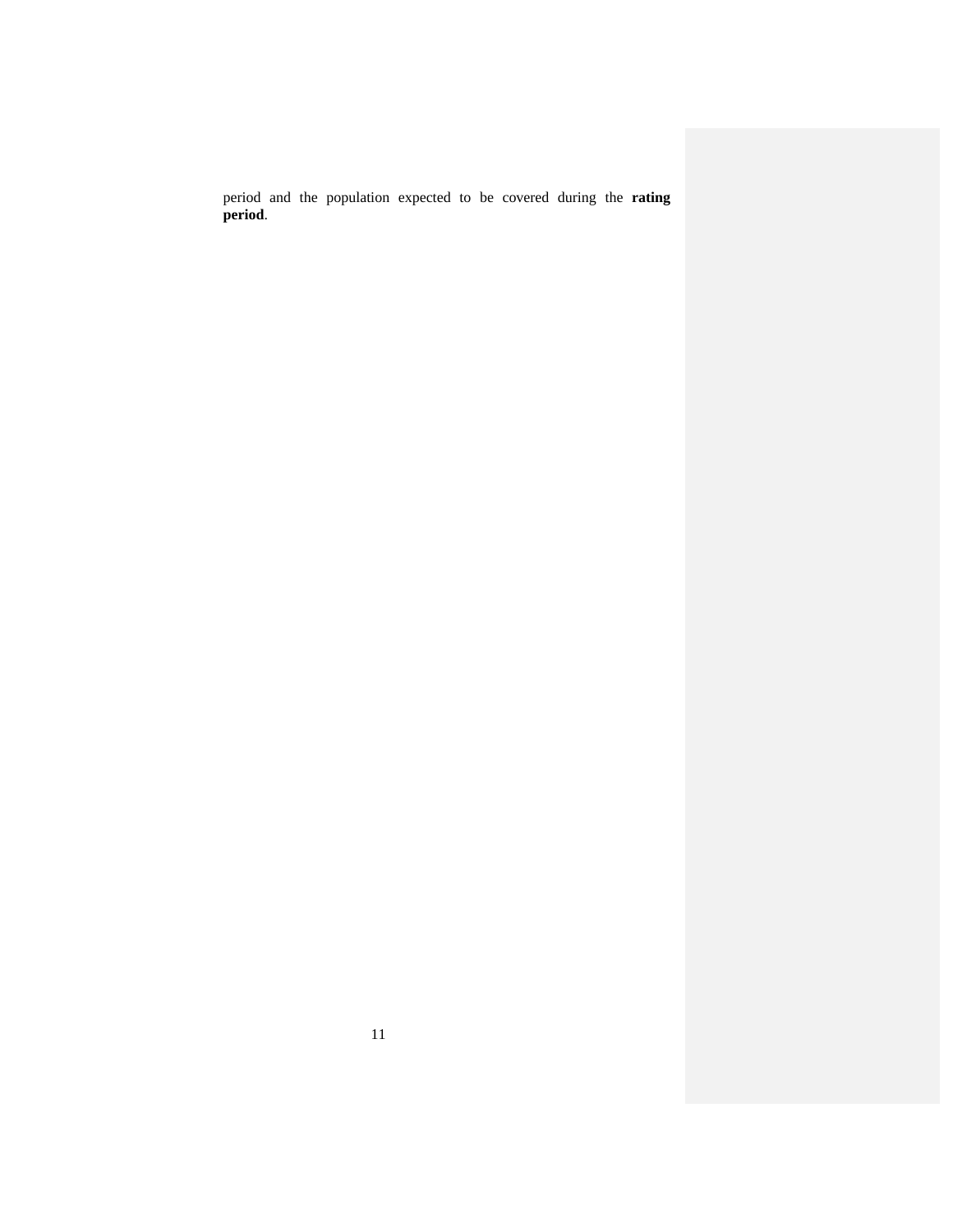period and the population expected to be covered during the **rating period**.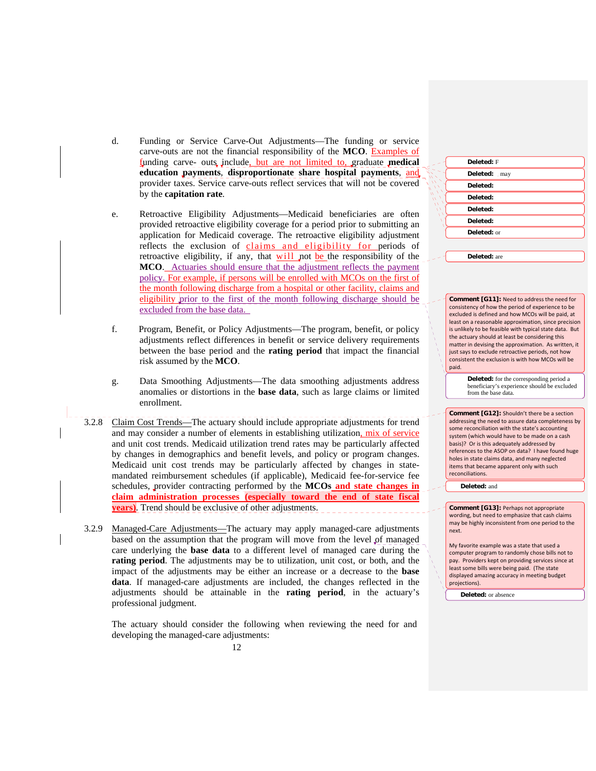d. Funding or Service Carve-Out Adjustments—The funding or service carve-outs are not the financial responsibility of the **MCO**. Examples of funding carve- outs include, but are not limited to, graduate **medical education payments**, **disproportionate share hospital payments**, and provider taxes. Service carve-outs reflect services that will not be covered by the **capitation rate**.

e. Retroactive Eligibility Adjustments—Medicaid beneficiaries are often provided retroactive eligibility coverage for a period prior to submitting an application for Medicaid coverage. The retroactive eligibility adjustment reflects the exclusion of claims and eligibility for periods of retroactive eligibility, if any, that will not be the responsibility of the **MCO**. Actuaries should ensure that the adjustment reflects the payment policy. For example, if persons will be enrolled with MCOs on the first of the month following discharge from a hospital or other facility, claims and eligibility prior to the first of the month following discharge should be excluded from the base data.

f. Program, Benefit, or Policy Adjustments—The program, benefit, or policy adjustments reflect differences in benefit or service delivery requirements between the base period and the **rating period** that impact the financial risk assumed by the **MCO**.

g. Data Smoothing Adjustments—The data smoothing adjustments address anomalies or distortions in the **base data**, such as large claims or limited enrollment.

3.2.8 Claim Cost Trends—The actuary should include appropriate adjustments for trend and may consider a number of elements in establishing utilization, mix of service and unit cost trends. Medicaid utilization trend rates may be particularly affected by changes in demographics and benefit levels, and policy or program changes. Medicaid unit cost trends may be particularly affected by changes in state-mandated reimbursement schedules (if applicable), Medicaid fee-for-service fee schedules, provider contracting performed by the **MCOs and state changes in claim administration processes (especially toward the end of state fiscal years)**. Trend should be exclusive of other adjustments.

3.2.9 Managed-Care Adjustments—The actuary may apply managed-care adjustments based on the assumption that the program will move from the level of managed care underlying the **base data** to a different level of managed care during the **rating period**. The adjustments may be to utilization, unit cost, or both, and the impact of the adjustments may be either an increase or a decrease to the **base data**. If managed-care adjustments are included, the changes reflected in the adjustments should be attainable in the **rating period**, in the actuary's professional judgment.

The actuary should consider the following when reviewing the need for and developing the managed-care adjustments:

---

**Deleted:** F

**Deleted:** may

**Deleted:**

**Deleted:**

**Deleted:**

**Deleted:**

**Deleted:** or

**Deleted:** are

**Comment [G11]:** Need to address the need for consistency of how the period of experience to be excluded is defined and how MCOs will be paid, at least on a reasonable approximation, since precision is unlikely to be feasible with typical state data. But the actuary should at least be considering this matter in devising the approximation. As written, it just says to exclude retroactive periods, not how consistent the exclusion is with how MCOs will be paid.

**Deleted:** for the corresponding period a beneficiary's experience should be excluded from the base data.

**Comment [G12]:** Shouldn't there be a section addressing the need to assure data completeness by some reconciliation with the state's accounting system (which would have to be made on a cash basis)? Or is this adequately addressed by references to the ASOP on data? I have found huge holes in state claims data, and many neglected items that became apparent only with such reconciliations.

**Deleted:** and

**Comment [G13]:** Perhaps not appropriate wording, but need to emphasize that cash claims may be highly inconsistent from one period to the next.

My favorite example was a state that used a computer program to randomly chose bills not to pay. Providers kept on providing services since at least some bills were being paid. (The state displayed amazing accuracy in meeting budget projections).

**Deleted:** or absence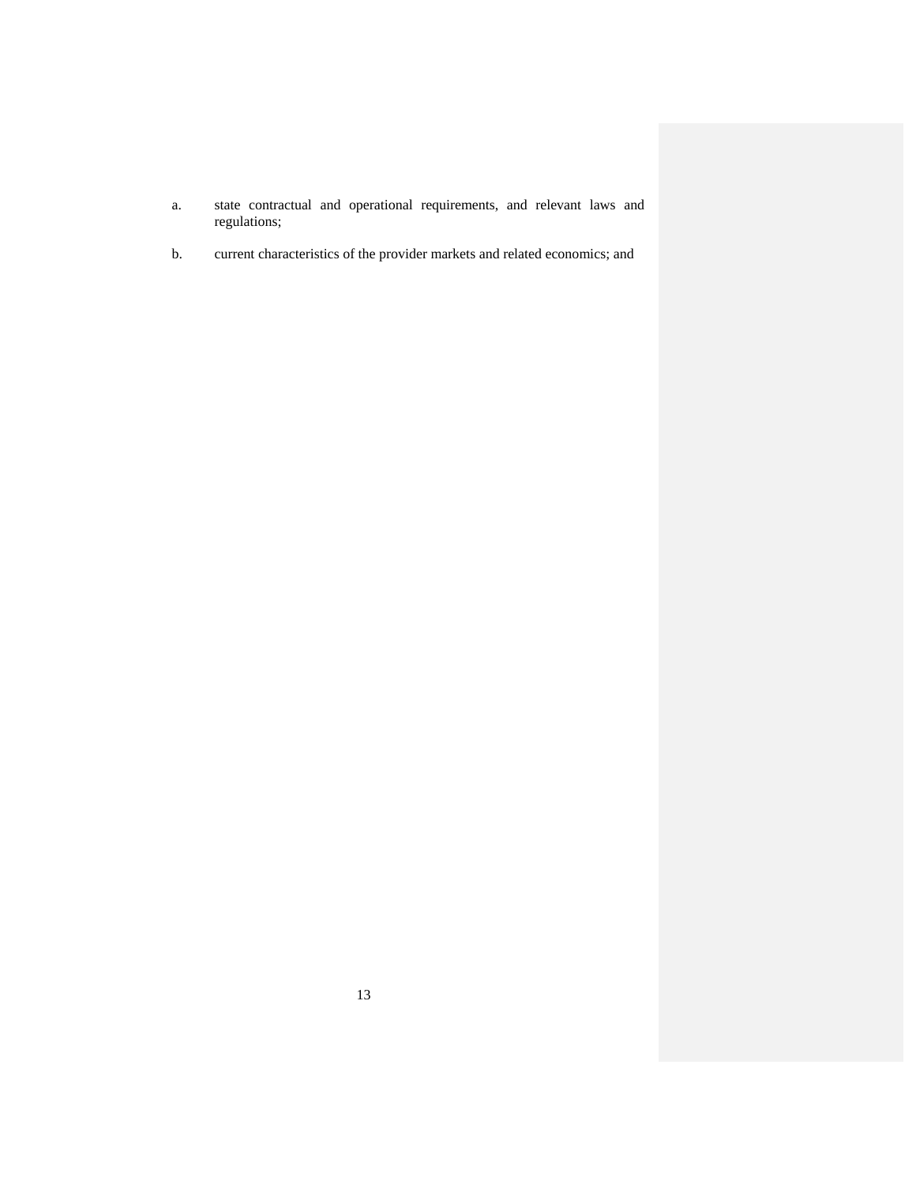a. state contractual and operational requirements, and relevant laws and regulations;

b. current characteristics of the provider markets and related economics; and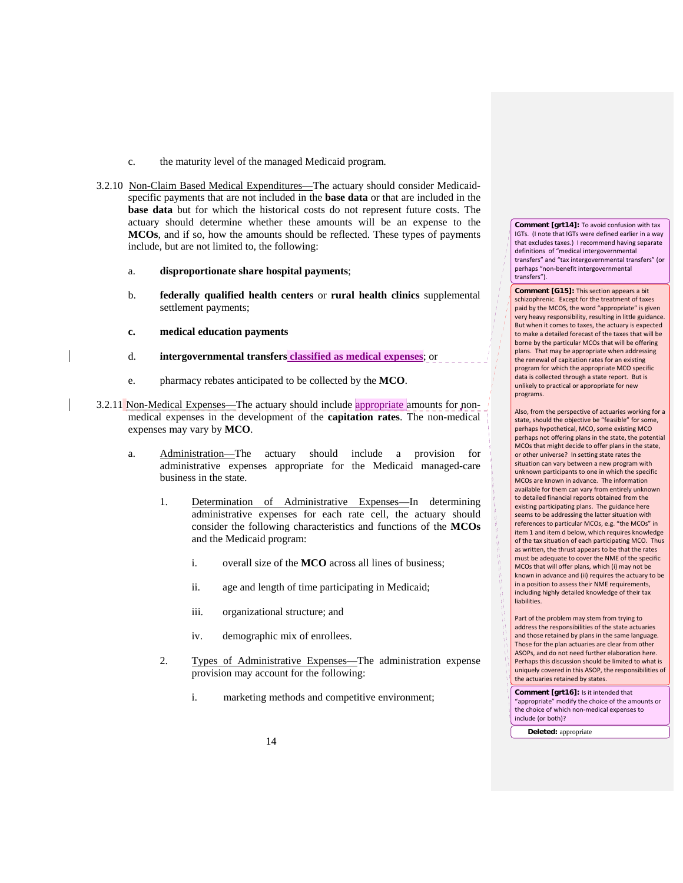c. the maturity level of the managed Medicaid program.

3.2.10 Non-Claim Based Medical Expenditures—The actuary should consider Medicaid-specific payments that are not included in the **base data** or that are included in the **base data** but for which the historical costs do not represent future costs. The actuary should determine whether these amounts will be an expense to the **MCOs**, and if so, how the amounts should be reflected. These types of payments include, but are not limited to, the following:

a. **disproportionate share hospital payments**;

b. **federally qualified health centers** or **rural health clinics** supplemental settlement payments;

**c. medical education payments**

d. **intergovernmental transfers classified as medical expenses**; or

e. pharmacy rebates anticipated to be collected by the **MCO**.

3.2.11 Non-Medical Expenses—The actuary should include appropriate amounts for non-medical expenses in the development of the **capitation rates**. The non-medical expenses may vary by **MCO**.

a. Administration—The actuary should include a provision for administrative expenses appropriate for the Medicaid managed-care business in the state.

1. Determination of Administrative Expenses—In determining administrative expenses for each rate cell, the actuary should consider the following characteristics and functions of the **MCOs** and the Medicaid program:

   i. overall size of the **MCO** across all lines of business;

   ii. age and length of time participating in Medicaid;

   iii. organizational structure; and

   iv. demographic mix of enrollees.

2. Types of Administrative Expenses—The administration expense provision may account for the following:

   i. marketing methods and competitive environment;

**Comment [grt14]:** To avoid confusion with tax IGTs. (I note that IGTs were defined earlier in a way that excludes taxes.) I recommend having separate definitions of "medical intergovernmental transfers" and "tax intergovernmental transfers" (or perhaps "non-benefit intergovernmental transfers").

**Comment [G15]:** This section appears a bit schizophrenic. Except for the treatment of taxes paid by the MCOS, the word "appropriate" is given very heavy responsibility, resulting in little guidance. But when it comes to taxes, the actuary is expected to make a detailed forecast of the taxes that will be borne by the particular MCOs that will be offering plans. That may be appropriate when addressing the renewal of capitation rates for an existing program for which the appropriate MCO specific data is collected through a state report. But is unlikely to practical or appropriate for new programs.

Also, from the perspective of actuaries working for a state, should the objective be "feasible" for some, perhaps hypothetical, MCO, some existing MCO perhaps not offering plans in the state, the potential MCOs that might decide to offer plans in the state, or other universe? In setting state rates the situation can vary between a new program with unknown participants to one in which the specific MCOs are known in advance. The information available for them can vary from entirely unknown to detailed financial reports obtained from the existing participating plans. The guidance here seems to be addressing the latter situation with references to particular MCOs, e.g. "the MCOs" in item 1 and item d below, which requires knowledge of the tax situation of each participating MCO. Thus as written, the thrust appears to be that the rates must be adequate to cover the NME of the specific MCOs that will offer plans, which (i) may not be known in advance and (ii) requires the actuary to be in a position to assess their NME requirements, including highly detailed knowledge of their tax liabilities.

Part of the problem may stem from trying to address the responsibilities of the state actuaries and those retained by plans in the same language. Those for the plan actuaries are clear from other ASOPs, and do not need further elaboration here. Perhaps this discussion should be limited to what is uniquely covered in this ASOP, the responsibilities of the actuaries retained by states.

**Comment [grt16]:** Is it intended that "appropriate" modify the choice of the amounts or the choice of which non-medical expenses to include (or both)?

**Deleted:** appropriate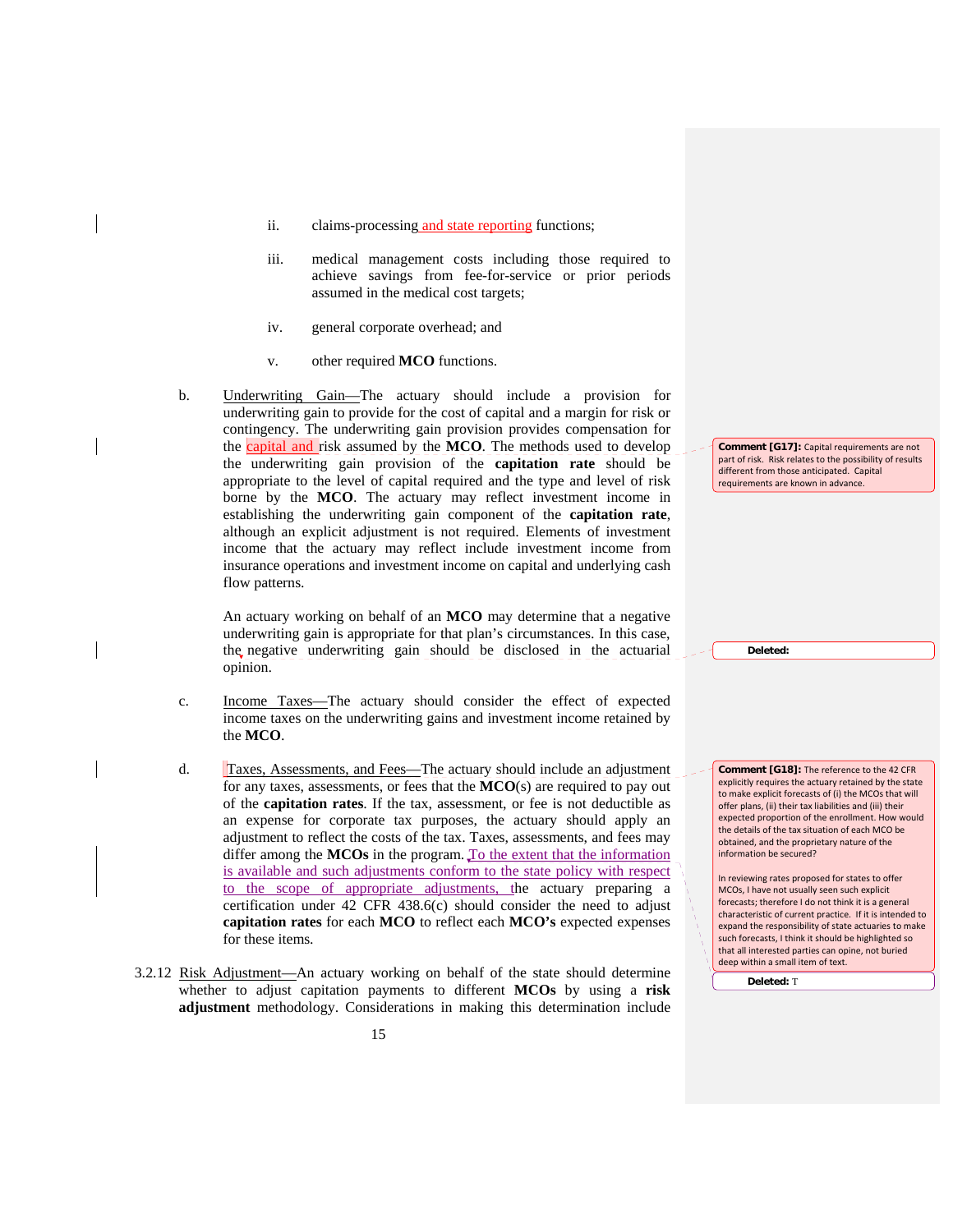ii. claims-processing and state reporting functions;

iii. medical management costs including those required to achieve savings from fee-for-service or prior periods assumed in the medical cost targets;

iv. general corporate overhead; and

v. other required **MCO** functions.

b. Underwriting Gain—The actuary should include a provision for underwriting gain to provide for the cost of capital and a margin for risk or contingency. The underwriting gain provision provides compensation for the capital and risk assumed by the **MCO**. The methods used to develop the underwriting gain provision of the **capitation rate** should be appropriate to the level of capital required and the type and level of risk borne by the **MCO**. The actuary may reflect investment income in establishing the underwriting gain component of the **capitation rate**, although an explicit adjustment is not required. Elements of investment income that the actuary may reflect include investment income from insurance operations and investment income on capital and underlying cash flow patterns.

An actuary working on behalf of an **MCO** may determine that a negative underwriting gain is appropriate for that plan's circumstances. In this case, the negative underwriting gain should be disclosed in the actuarial opinion.

c. Income Taxes—The actuary should consider the effect of expected income taxes on the underwriting gains and investment income retained by the **MCO**.

d. Taxes, Assessments, and Fees—The actuary should include an adjustment for any taxes, assessments, or fees that the **MCO**(s) are required to pay out of the **capitation rates**. If the tax, assessment, or fee is not deductible as an expense for corporate tax purposes, the actuary should apply an adjustment to reflect the costs of the tax. Taxes, assessments, and fees may differ among the **MCOs** in the program. To the extent that the information is available and such adjustments conform to the state policy with respect to the scope of appropriate adjustments, the actuary preparing a certification under 42 CFR 438.6(c) should consider the need to adjust **capitation rates** for each **MCO** to reflect each **MCO's** expected expenses for these items.

3.2.12 Risk Adjustment—An actuary working on behalf of the state should determine whether to adjust capitation payments to different **MCOs** by using a **risk adjustment** methodology. Considerations in making this determination include

**Comment [G17]:** Capital requirements are not part of risk. Risk relates to the possibility of results different from those anticipated. Capital requirements are known in advance.

**Deleted:**

**Comment [G18]:** The reference to the 42 CFR explicitly requires the actuary retained by the state to make explicit forecasts of (i) the MCOs that will offer plans, (ii) their tax liabilities and (iii) their expected proportion of the enrollment. How would the details of the tax situation of each MCO be obtained, and the proprietary nature of the information be secured?

In reviewing rates proposed for states to offer MCOs, I have not usually seen such explicit forecasts; therefore I do not think it is a general characteristic of current practice. If it is intended to expand the responsibility of state actuaries to make such forecasts, I think it should be highlighted so that all interested parties can opine, not buried deep within a small item of text.

**Deleted:** T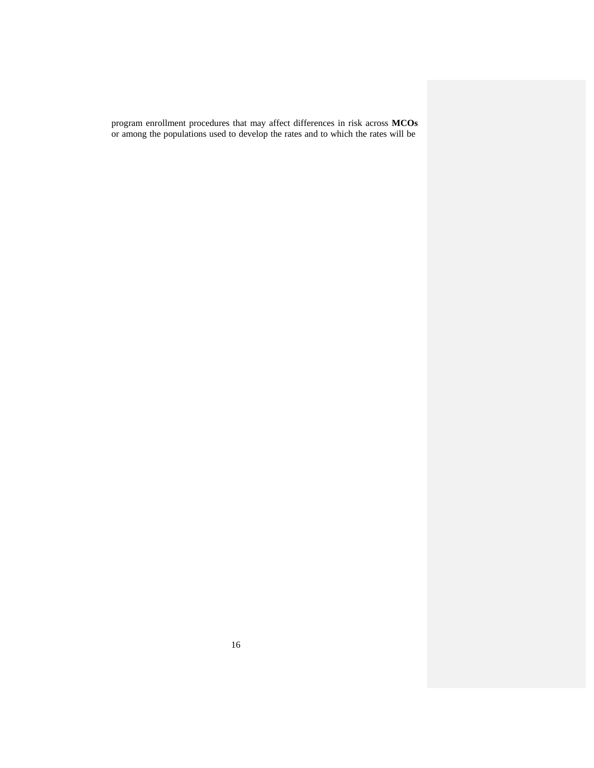program enrollment procedures that may affect differences in risk across **MCOs** or among the populations used to develop the rates and to which the rates will be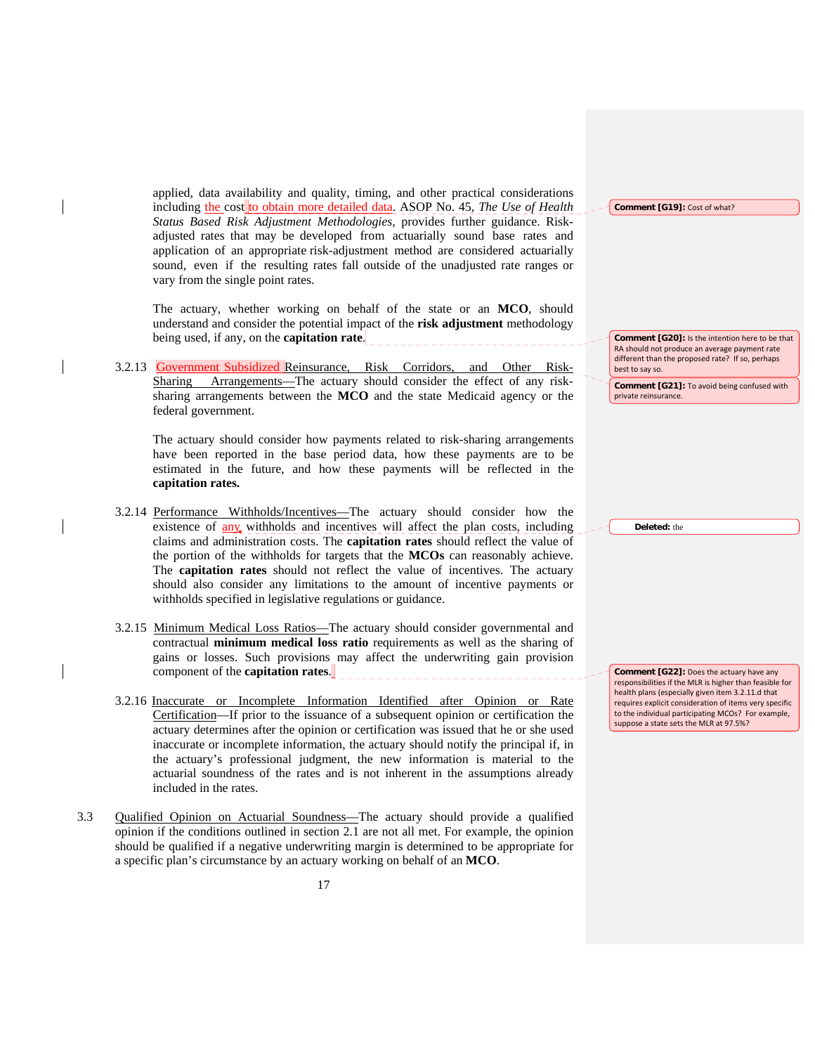applied, data availability and quality, timing, and other practical considerations including the cost to obtain more detailed data. ASOP No. 45, *The Use of Health Status Based Risk Adjustment Methodologies*, provides further guidance. Risk-adjusted rates that may be developed from actuarially sound base rates and application of an appropriate risk-adjustment method are considered actuarially sound, even if the resulting rates fall outside of the unadjusted rate ranges or vary from the single point rates.

The actuary, whether working on behalf of the state or an **MCO**, should understand and consider the potential impact of the **risk adjustment** methodology being used, if any, on the **capitation rate**.

3.2.13 Government Subsidized Reinsurance, Risk Corridors, and Other Risk-Sharing Arrangements—The actuary should consider the effect of any risk-sharing arrangements between the **MCO** and the state Medicaid agency or the federal government.

The actuary should consider how payments related to risk-sharing arrangements have been reported in the base period data, how these payments are to be estimated in the future, and how these payments will be reflected in the **capitation rates.**

3.2.14 Performance Withholds/Incentives—The actuary should consider how the existence of any withholds and incentives will affect the plan costs, including claims and administration costs. The **capitation rates** should reflect the value of the portion of the withholds for targets that the **MCOs** can reasonably achieve. The **capitation rates** should not reflect the value of incentives. The actuary should also consider any limitations to the amount of incentive payments or withholds specified in legislative regulations or guidance.

3.2.15 Minimum Medical Loss Ratios—The actuary should consider governmental and contractual **minimum medical loss ratio** requirements as well as the sharing of gains or losses. Such provisions may affect the underwriting gain provision component of the **capitation rates**.

3.2.16 Inaccurate or Incomplete Information Identified after Opinion or Rate Certification—If prior to the issuance of a subsequent opinion or certification the actuary determines after the opinion or certification was issued that he or she used inaccurate or incomplete information, the actuary should notify the principal if, in the actuary's professional judgment, the new information is material to the actuarial soundness of the rates and is not inherent in the assumptions already included in the rates.

3.3 Qualified Opinion on Actuarial Soundness—The actuary should provide a qualified opinion if the conditions outlined in section 2.1 are not all met. For example, the opinion should be qualified if a negative underwriting margin is determined to be appropriate for a specific plan's circumstance by an actuary working on behalf of an **MCO**.

**Comment [G19]:** Cost of what?

**Comment [G20]:** Is the intention here to be that RA should not produce an average payment rate different than the proposed rate? If so, perhaps best to say so.

**Comment [G21]:** To avoid being confused with private reinsurance.

**Deleted:** the

**Comment [G22]:** Does the actuary have any responsibilities if the MLR is higher than feasible for health plans (especially given item 3.2.11.d that requires explicit consideration of items very specific to the individual participating MCOs? For example, suppose a state sets the MLR at 97.5%?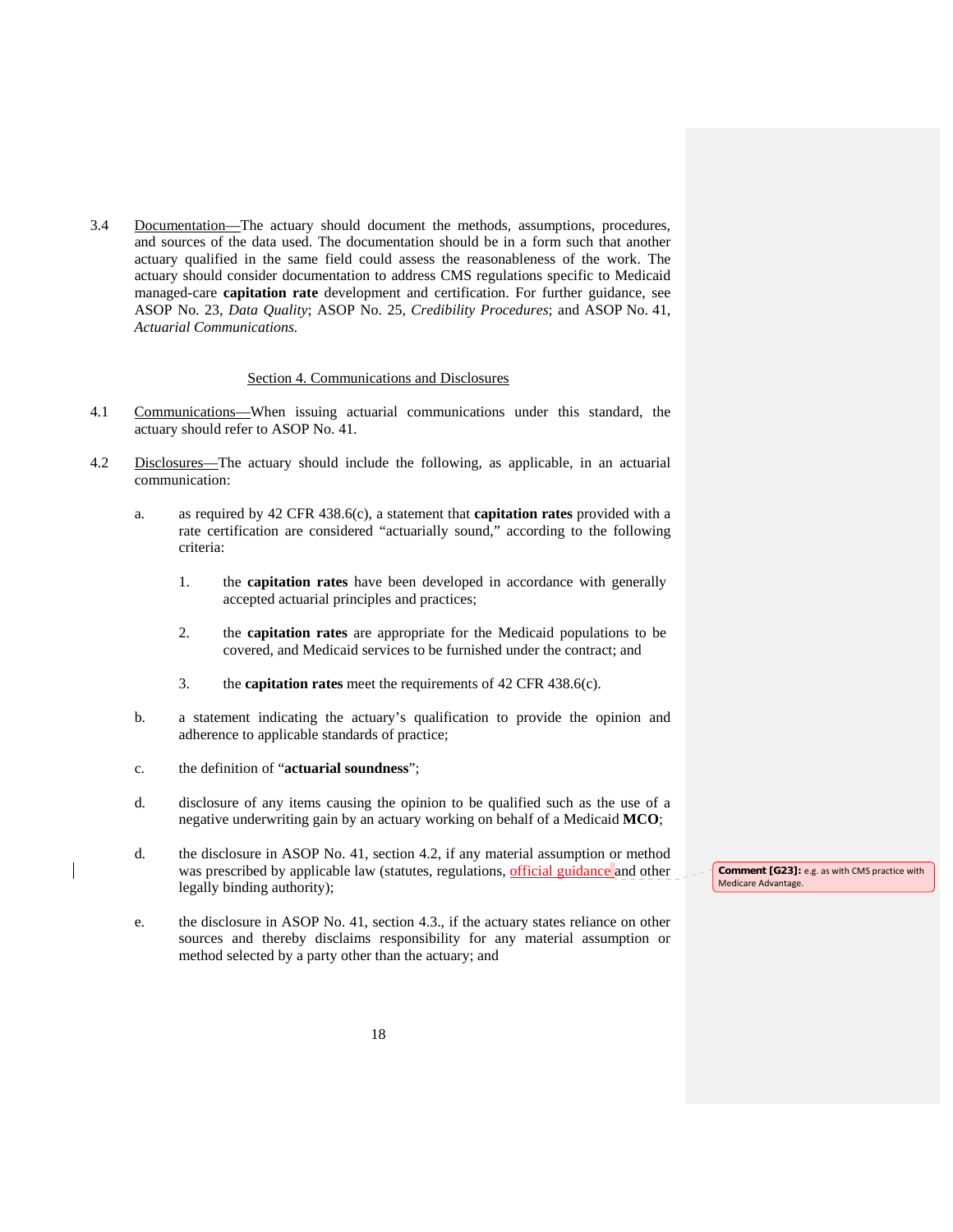3.4 Documentation—The actuary should document the methods, assumptions, procedures, and sources of the data used. The documentation should be in a form such that another actuary qualified in the same field could assess the reasonableness of the work. The actuary should consider documentation to address CMS regulations specific to Medicaid managed-care **capitation rate** development and certification. For further guidance, see ASOP No. 23, *Data Quality*; ASOP No. 25, *Credibility Procedures*; and ASOP No. 41, *Actuarial Communications.*

## Section 4. Communications and Disclosures

4.1 Communications—When issuing actuarial communications under this standard, the actuary should refer to ASOP No. 41.

4.2 Disclosures—The actuary should include the following, as applicable, in an actuarial communication:

a. as required by 42 CFR 438.6(c), a statement that **capitation rates** provided with a rate certification are considered "actuarially sound," according to the following criteria:

   1. the **capitation rates** have been developed in accordance with generally accepted actuarial principles and practices;

   2. the **capitation rates** are appropriate for the Medicaid populations to be covered, and Medicaid services to be furnished under the contract; and

   3. the **capitation rates** meet the requirements of 42 CFR 438.6(c).

b. a statement indicating the actuary's qualification to provide the opinion and adherence to applicable standards of practice;

c. the definition of "**actuarial soundness**";

d. disclosure of any items causing the opinion to be qualified such as the use of a negative underwriting gain by an actuary working on behalf of a Medicaid **MCO**;

d. the disclosure in ASOP No. 41, section 4.2, if any material assumption or method was prescribed by applicable law (statutes, regulations, official guidance and other legally binding authority);

e. the disclosure in ASOP No. 41, section 4.3., if the actuary states reliance on other sources and thereby disclaims responsibility for any material assumption or method selected by a party other than the actuary; and

**Comment [G23]:** e.g. as with CMS practice with Medicare Advantage.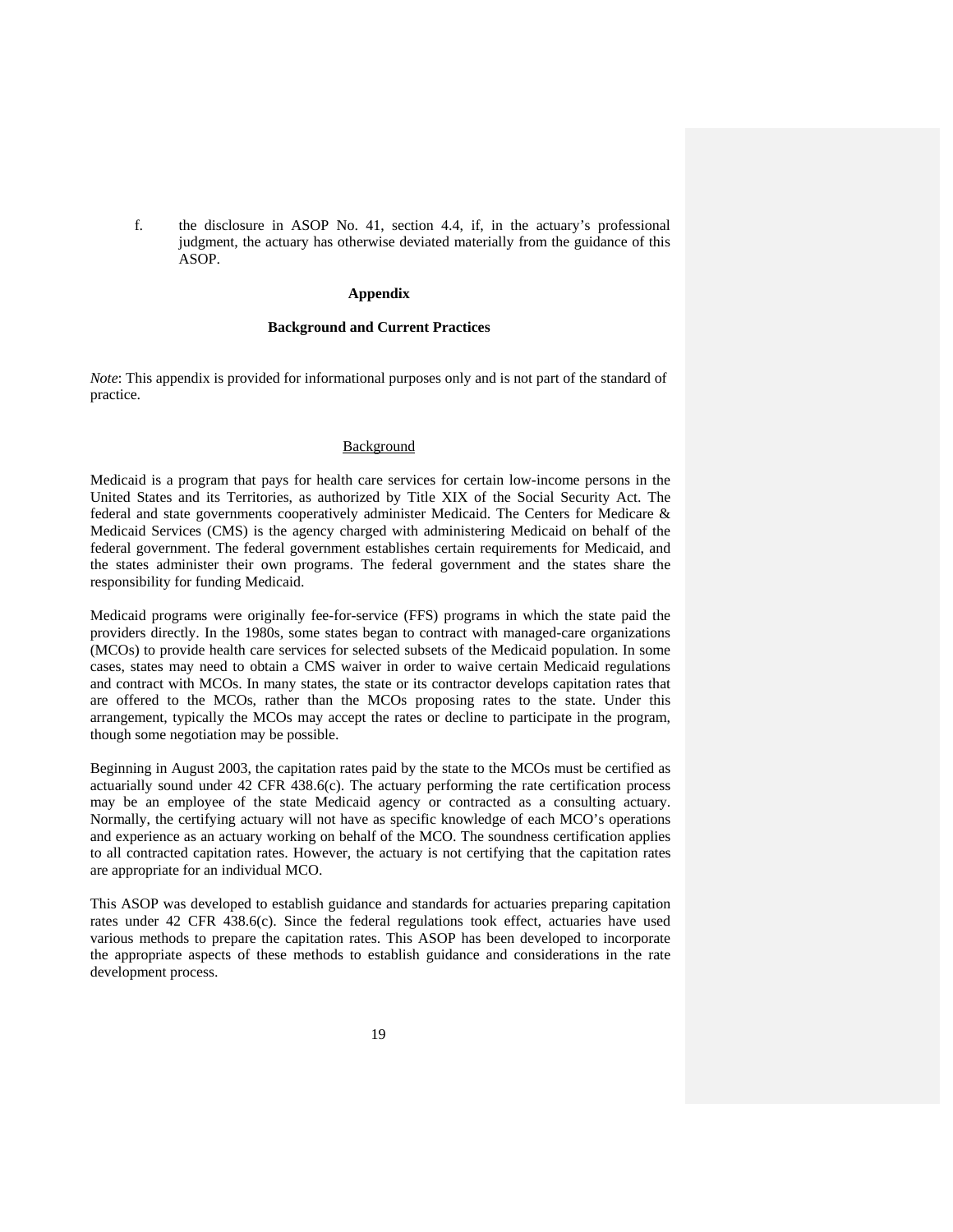f. the disclosure in ASOP No. 41, section 4.4, if, in the actuary's professional judgment, the actuary has otherwise deviated materially from the guidance of this ASOP.

## Appendix

### Background and Current Practices

*Note*: This appendix is provided for informational purposes only and is not part of the standard of practice.

#### Background

Medicaid is a program that pays for health care services for certain low-income persons in the United States and its Territories, as authorized by Title XIX of the Social Security Act. The federal and state governments cooperatively administer Medicaid. The Centers for Medicare & Medicaid Services (CMS) is the agency charged with administering Medicaid on behalf of the federal government. The federal government establishes certain requirements for Medicaid, and the states administer their own programs. The federal government and the states share the responsibility for funding Medicaid.

Medicaid programs were originally fee-for-service (FFS) programs in which the state paid the providers directly. In the 1980s, some states began to contract with managed-care organizations (MCOs) to provide health care services for selected subsets of the Medicaid population. In some cases, states may need to obtain a CMS waiver in order to waive certain Medicaid regulations and contract with MCOs. In many states, the state or its contractor develops capitation rates that are offered to the MCOs, rather than the MCOs proposing rates to the state. Under this arrangement, typically the MCOs may accept the rates or decline to participate in the program, though some negotiation may be possible.

Beginning in August 2003, the capitation rates paid by the state to the MCOs must be certified as actuarially sound under 42 CFR 438.6(c). The actuary performing the rate certification process may be an employee of the state Medicaid agency or contracted as a consulting actuary. Normally, the certifying actuary will not have as specific knowledge of each MCO's operations and experience as an actuary working on behalf of the MCO. The soundness certification applies to all contracted capitation rates. However, the actuary is not certifying that the capitation rates are appropriate for an individual MCO.

This ASOP was developed to establish guidance and standards for actuaries preparing capitation rates under 42 CFR 438.6(c). Since the federal regulations took effect, actuaries have used various methods to prepare the capitation rates. This ASOP has been developed to incorporate the appropriate aspects of these methods to establish guidance and considerations in the rate development process.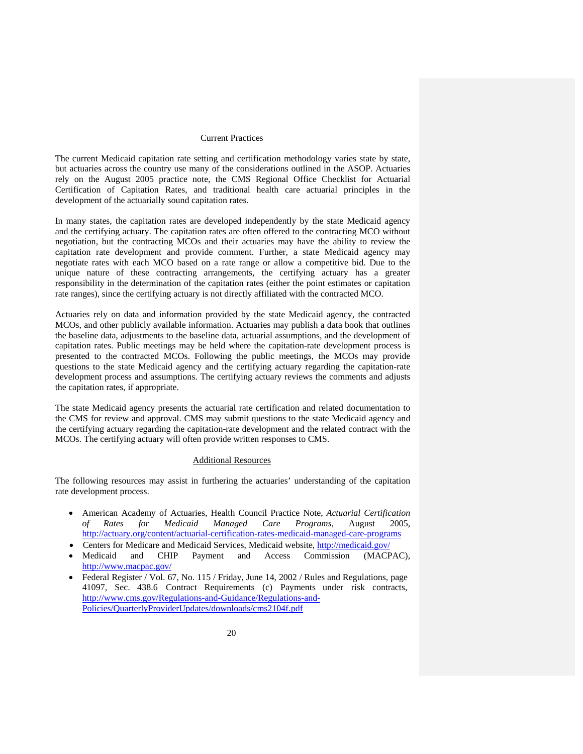## Current Practices

The current Medicaid capitation rate setting and certification methodology varies state by state, but actuaries across the country use many of the considerations outlined in the ASOP. Actuaries rely on the August 2005 practice note, the CMS Regional Office Checklist for Actuarial Certification of Capitation Rates, and traditional health care actuarial principles in the development of the actuarially sound capitation rates.

In many states, the capitation rates are developed independently by the state Medicaid agency and the certifying actuary. The capitation rates are often offered to the contracting MCO without negotiation, but the contracting MCOs and their actuaries may have the ability to review the capitation rate development and provide comment. Further, a state Medicaid agency may negotiate rates with each MCO based on a rate range or allow a competitive bid. Due to the unique nature of these contracting arrangements, the certifying actuary has a greater responsibility in the determination of the capitation rates (either the point estimates or capitation rate ranges), since the certifying actuary is not directly affiliated with the contracted MCO.

Actuaries rely on data and information provided by the state Medicaid agency, the contracted MCOs, and other publicly available information. Actuaries may publish a data book that outlines the baseline data, adjustments to the baseline data, actuarial assumptions, and the development of capitation rates. Public meetings may be held where the capitation-rate development process is presented to the contracted MCOs. Following the public meetings, the MCOs may provide questions to the state Medicaid agency and the certifying actuary regarding the capitation-rate development process and assumptions. The certifying actuary reviews the comments and adjusts the capitation rates, if appropriate.

The state Medicaid agency presents the actuarial rate certification and related documentation to the CMS for review and approval. CMS may submit questions to the state Medicaid agency and the certifying actuary regarding the capitation-rate development and the related contract with the MCOs. The certifying actuary will often provide written responses to CMS.

## Additional Resources

The following resources may assist in furthering the actuaries' understanding of the capitation rate development process.

- American Academy of Actuaries, Health Council Practice Note, *Actuarial Certification of Rates for Medicaid Managed Care Programs*, August 2005, http://actuary.org/content/actuarial-certification-rates-medicaid-managed-care-programs
- Centers for Medicare and Medicaid Services, Medicaid website, http://medicaid.gov/
- Medicaid and CHIP Payment and Access Commission (MACPAC), http://www.macpac.gov/
- Federal Register / Vol. 67, No. 115 / Friday, June 14, 2002 / Rules and Regulations, page 41097, Sec. 438.6 Contract Requirements (c) Payments under risk contracts, http://www.cms.gov/Regulations-and-Guidance/Regulations-and-Policies/QuarterlyProviderUpdates/downloads/cms2104f.pdf